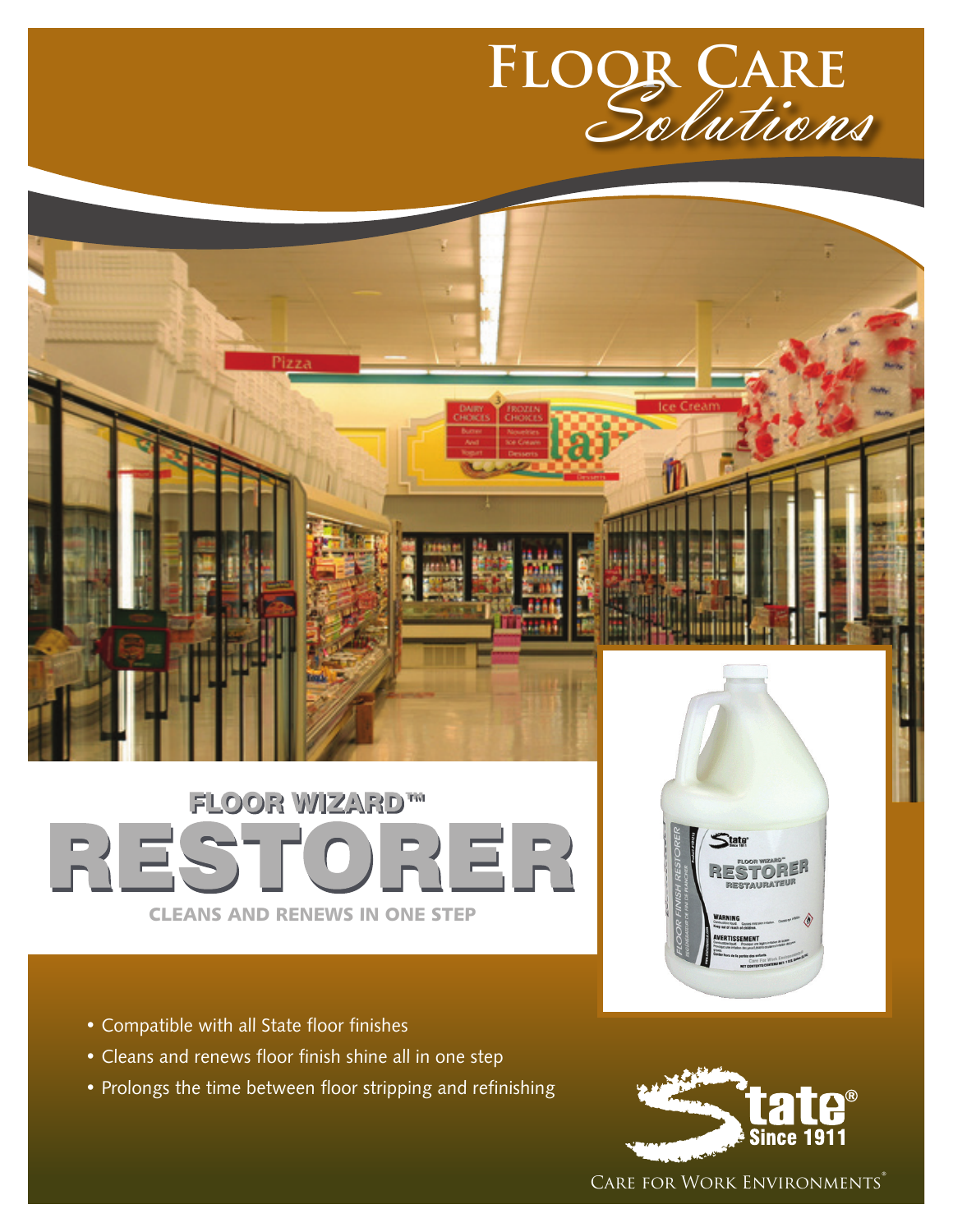# Floor Care *Solutions*

## FLOOR WIZARD™
# RESTORER

**CLEANS AND RENEWS IN ONE STEP**

- Compatible with all State floor finishes
- Cleans and renews floor finish shine all in one step
- Prolongs the time between floor stripping and refinishing

State® Since 1911

Care for Work Environments®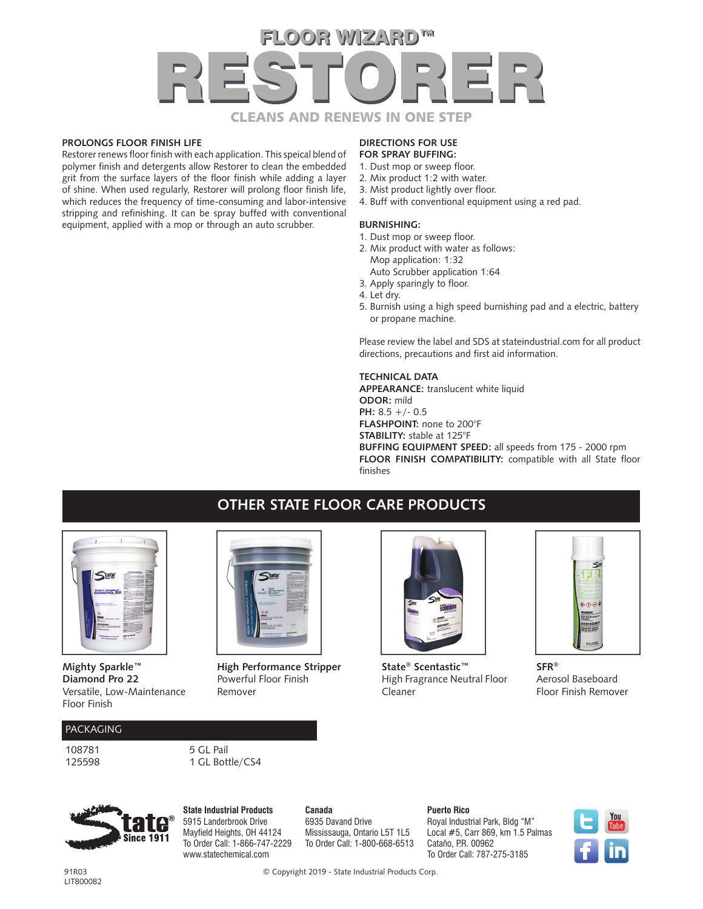# FLOOR WIZARD™ RESTORER

CLEANS AND RENEWS IN ONE STEP

## PROLONGS FLOOR FINISH LIFE

Restorer renews floor finish with each application. This speical blend of polymer finish and detergents allow Restorer to clean the embedded grit from the surface layers of the floor finish while adding a layer of shine. When used regularly, Restorer will prolong floor finish life, which reduces the frequency of time-consuming and labor-intensive stripping and refinishing. It can be spray buffed with conventional equipment, applied with a mop or through an auto scrubber.

## DIRECTIONS FOR USE

**FOR SPRAY BUFFING:**

1. Dust mop or sweep floor.
2. Mix product 1:2 with water.
3. Mist product lightly over floor.
4. Buff with conventional equipment using a red pad.

**BURNISHING:**

1. Dust mop or sweep floor.
2. Mix product with water as follows:
   Mop application: 1:32
   Auto Scrubber application 1:64
3. Apply sparingly to floor.
4. Let dry.
5. Burnish using a high speed burnishing pad and a electric, battery or propane machine.

Please review the label and SDS at stateindustrial.com for all product directions, precautions and first aid information.

## TECHNICAL DATA

**APPEARANCE:** translucent white liquid
**ODOR:** mild
**PH:** 8.5 +/- 0.5
**FLASHPOINT:** none to 200°F
**STABILITY:** stable at 125°F
**BUFFING EQUIPMENT SPEED:** all speeds from 175 - 2000 rpm
**FLOOR FINISH COMPATIBILITY:** compatible with all State floor finishes

## OTHER STATE FLOOR CARE PRODUCTS

**Mighty Sparkle™ Diamond Pro 22**
Versatile, Low-Maintenance Floor Finish

**High Performance Stripper**
Powerful Floor Finish Remover

**State® Scentastic™**
High Fragrance Neutral Floor Cleaner

**SFR®**
Aerosol Baseboard Floor Finish Remover

## PACKAGING

| | |
|---|---|
| 108781 | 5 GL Pail |
| 125598 | 1 GL Bottle/CS4 |

State Since 1911

**State Industrial Products**
5915 Landerbrook Drive
Mayfield Heights, OH 44124
To Order Call: 1-866-747-2229
www.statechemical.com

**Canada**
6935 Davand Drive
Mississauga, Ontario L5T 1L5
To Order Call: 1-800-668-6513

**Puerto Rico**
Royal Industrial Park, Bldg "M"
Local #5, Carr 869, km 1.5 Palmas
Cataño, P.R. 00962
To Order Call: 787-275-3185

91R03
LIT800082

© Copyright 2019 - State Industrial Products Corp.